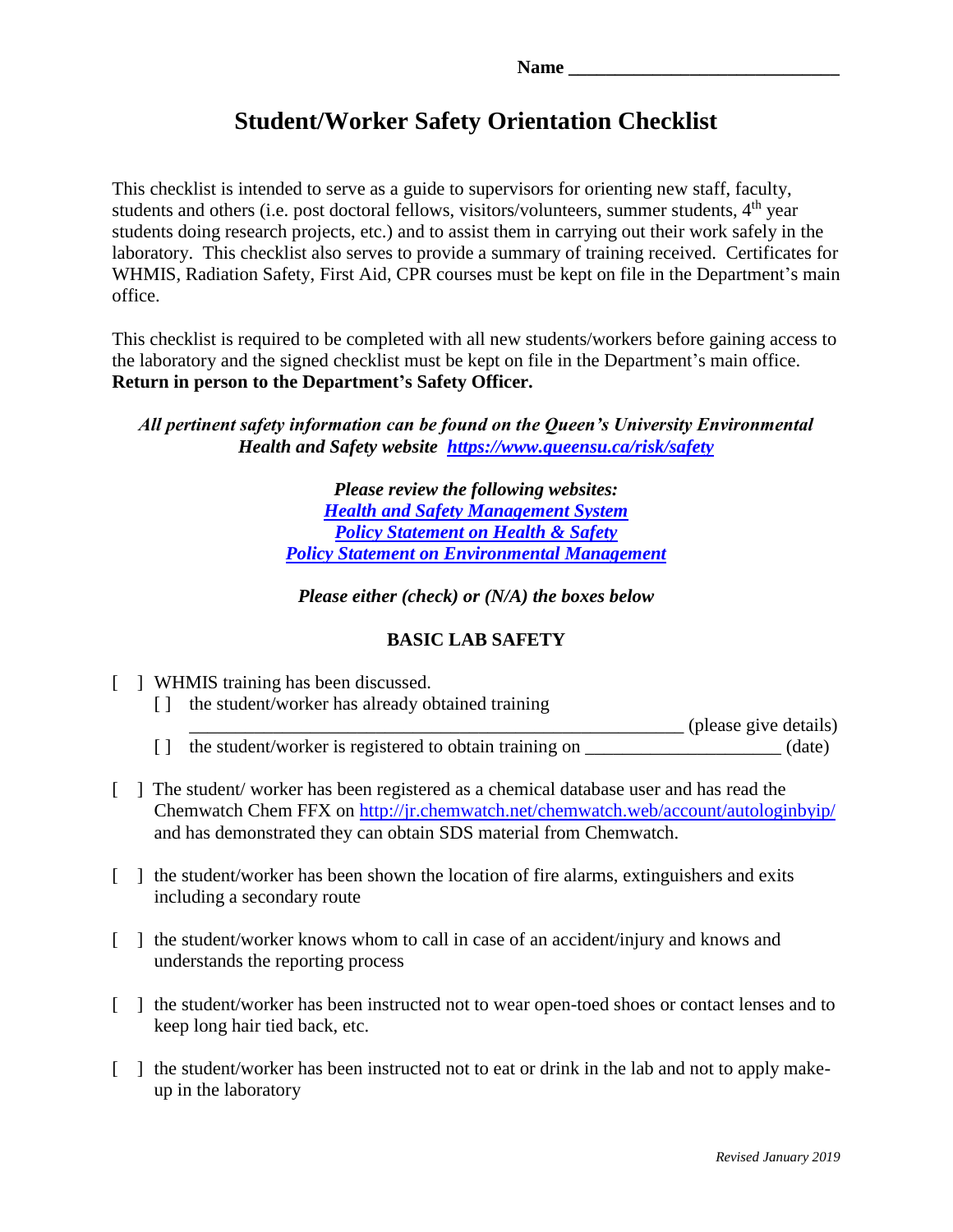**Name ____________________________**

# Student/Worker Safety Orientation Checklist

This checklist is intended to serve as a guide to supervisors for orienting new staff, faculty, students and others (i.e. post doctoral fellows, visitors/volunteers, summer students, 4th year students doing research projects, etc.) and to assist them in carrying out their work safely in the laboratory. This checklist also serves to provide a summary of training received. Certificates for WHMIS, Radiation Safety, First Aid, CPR courses must be kept on file in the Department's main office.

This checklist is required to be completed with all new students/workers before gaining access to the laboratory and the signed checklist must be kept on file in the Department's main office. **Return in person to the Department's Safety Officer.**

***All pertinent safety information can be found on the Queen's University Environmental Health and Safety website [https://www.queensu.ca/risk/safety](https://www.queensu.ca/risk/safety)***

***Please review the following websites:***
***Health and Safety Management System***
***Policy Statement on Health & Safety***
***Policy Statement on Environmental Management***

***Please either (check) or (N/A) the boxes below***

## BASIC LAB SAFETY

[ ] WHMIS training has been discussed.
- [ ] the student/worker has already obtained training
  ______________________________________________ (please give details)
- [ ] the student/worker is registered to obtain training on ____________________ (date)

[ ] The student/ worker has been registered as a chemical database user and has read the Chemwatch Chem FFX on http://jr.chemwatch.net/chemwatch.web/account/autologinbyip/ and has demonstrated they can obtain SDS material from Chemwatch.

[ ] the student/worker has been shown the location of fire alarms, extinguishers and exits including a secondary route

[ ] the student/worker knows whom to call in case of an accident/injury and knows and understands the reporting process

[ ] the student/worker has been instructed not to wear open-toed shoes or contact lenses and to keep long hair tied back, etc.

[ ] the student/worker has been instructed not to eat or drink in the lab and not to apply make-up in the laboratory

*Revised January 2019*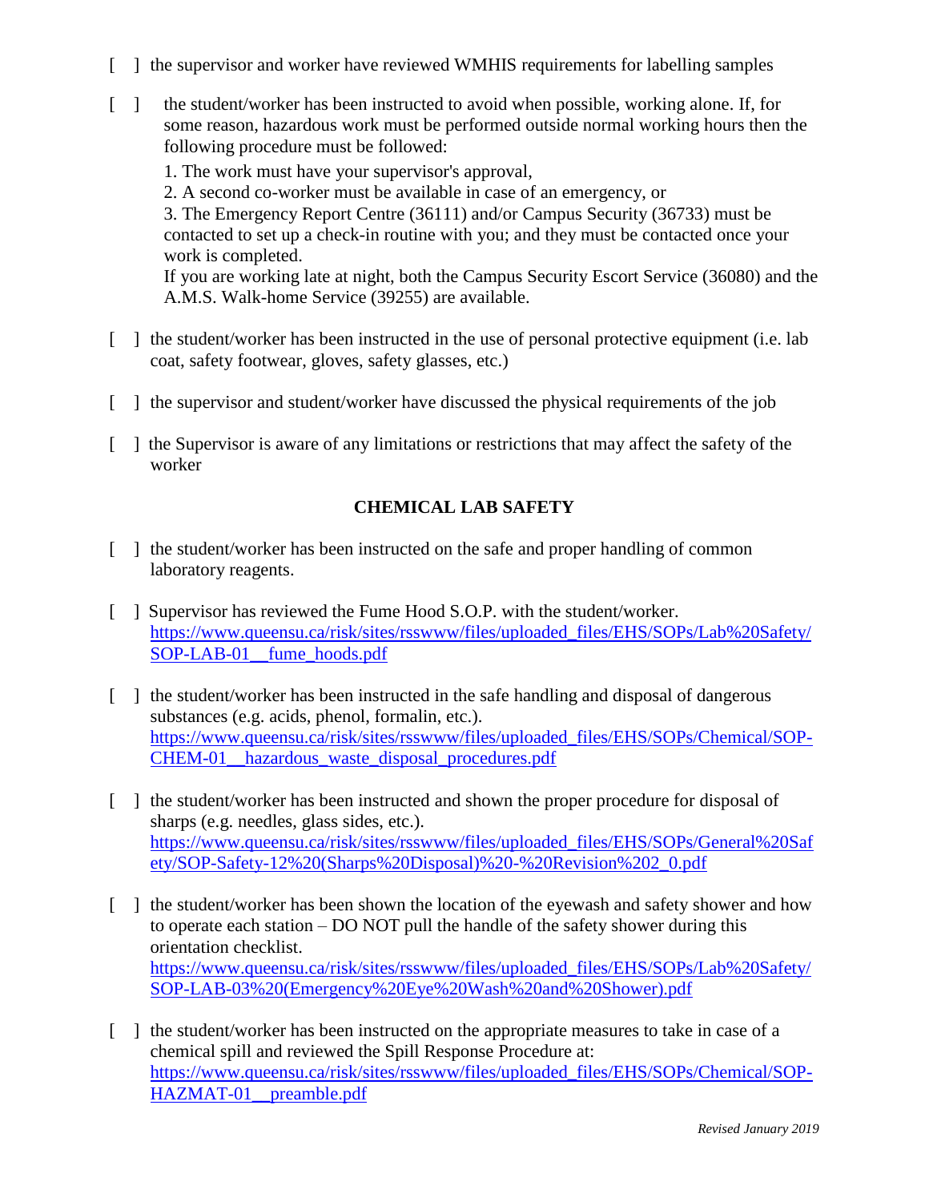[ ] the supervisor and worker have reviewed WMHIS requirements for labelling samples

[ ] the student/worker has been instructed to avoid when possible, working alone. If, for some reason, hazardous work must be performed outside normal working hours then the following procedure must be followed:

1. The work must have your supervisor's approval,
2. A second co-worker must be available in case of an emergency, or
3. The Emergency Report Centre (36111) and/or Campus Security (36733) must be contacted to set up a check-in routine with you; and they must be contacted once your work is completed.

If you are working late at night, both the Campus Security Escort Service (36080) and the A.M.S. Walk-home Service (39255) are available.

[ ] the student/worker has been instructed in the use of personal protective equipment (i.e. lab coat, safety footwear, gloves, safety glasses, etc.)

[ ] the supervisor and student/worker have discussed the physical requirements of the job

[ ] the Supervisor is aware of any limitations or restrictions that may affect the safety of the worker

## CHEMICAL LAB SAFETY

[ ] the student/worker has been instructed on the safe and proper handling of common laboratory reagents.

[ ] Supervisor has reviewed the Fume Hood S.O.P. with the student/worker.
https://www.queensu.ca/risk/sites/rsswww/files/uploaded_files/EHS/SOPs/Lab%20Safety/SOP-LAB-01__fume_hoods.pdf

[ ] the student/worker has been instructed in the safe handling and disposal of dangerous substances (e.g. acids, phenol, formalin, etc.).
https://www.queensu.ca/risk/sites/rsswww/files/uploaded_files/EHS/SOPs/Chemical/SOP-CHEM-01__hazardous_waste_disposal_procedures.pdf

[ ] the student/worker has been instructed and shown the proper procedure for disposal of sharps (e.g. needles, glass sides, etc.).
https://www.queensu.ca/risk/sites/rsswww/files/uploaded_files/EHS/SOPs/General%20Safety/SOP-Safety-12%20(Sharps%20Disposal)%20-%20Revision%202_0.pdf

[ ] the student/worker has been shown the location of the eyewash and safety shower and how to operate each station – DO NOT pull the handle of the safety shower during this orientation checklist.
https://www.queensu.ca/risk/sites/rsswww/files/uploaded_files/EHS/SOPs/Lab%20Safety/SOP-LAB-03%20(Emergency%20Eye%20Wash%20and%20Shower).pdf

[ ] the student/worker has been instructed on the appropriate measures to take in case of a chemical spill and reviewed the Spill Response Procedure at:
https://www.queensu.ca/risk/sites/rsswww/files/uploaded_files/EHS/SOPs/Chemical/SOP-HAZMAT-01__preamble.pdf

*Revised January 2019*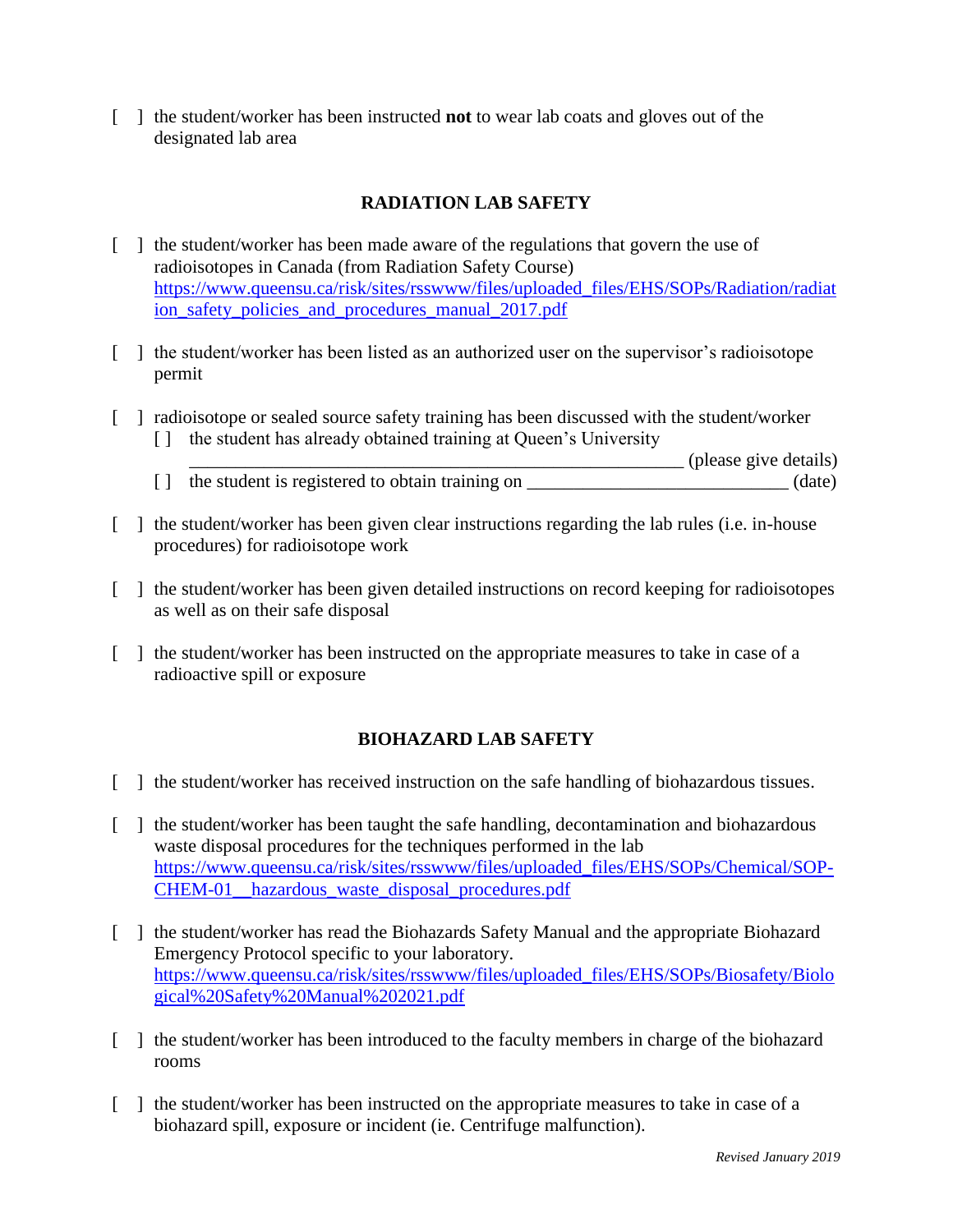[ ] the student/worker has been instructed **not** to wear lab coats and gloves out of the designated lab area

## RADIATION LAB SAFETY

[ ] the student/worker has been made aware of the regulations that govern the use of radioisotopes in Canada (from Radiation Safety Course) https://www.queensu.ca/risk/sites/rsswww/files/uploaded_files/EHS/SOPs/Radiation/radiation_safety_policies_and_procedures_manual_2017.pdf

[ ] the student/worker has been listed as an authorized user on the supervisor's radioisotope permit

[ ] radioisotope or sealed source safety training has been discussed with the student/worker
  [ ] the student has already obtained training at Queen's University
  _______________________________________________ (please give details)
  [ ] the student is registered to obtain training on ___________________________ (date)

[ ] the student/worker has been given clear instructions regarding the lab rules (i.e. in-house procedures) for radioisotope work

[ ] the student/worker has been given detailed instructions on record keeping for radioisotopes as well as on their safe disposal

[ ] the student/worker has been instructed on the appropriate measures to take in case of a radioactive spill or exposure

## BIOHAZARD LAB SAFETY

[ ] the student/worker has received instruction on the safe handling of biohazardous tissues.

[ ] the student/worker has been taught the safe handling, decontamination and biohazardous waste disposal procedures for the techniques performed in the lab https://www.queensu.ca/risk/sites/rsswww/files/uploaded_files/EHS/SOPs/Chemical/SOP-CHEM-01__hazardous_waste_disposal_procedures.pdf

[ ] the student/worker has read the Biohazards Safety Manual and the appropriate Biohazard Emergency Protocol specific to your laboratory. https://www.queensu.ca/risk/sites/rsswww/files/uploaded_files/EHS/SOPs/Biosafety/Biological%20Safety%20Manual%202021.pdf

[ ] the student/worker has been introduced to the faculty members in charge of the biohazard rooms

[ ] the student/worker has been instructed on the appropriate measures to take in case of a biohazard spill, exposure or incident (ie. Centrifuge malfunction).

*Revised January 2019*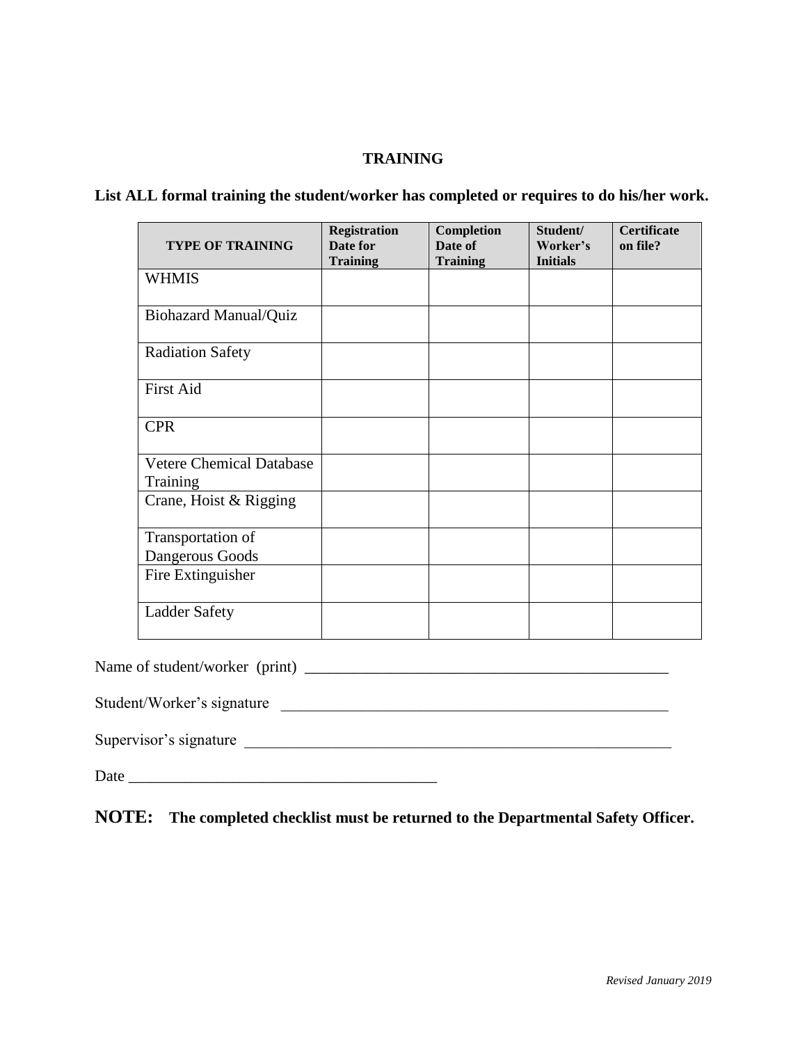## TRAINING

**List ALL formal training the student/worker has completed or requires to do his/her work.**

| TYPE OF TRAINING | Registration Date for Training | Completion Date of Training | Student/ Worker's Initials | Certificate on file? |
|---|---|---|---|---|
| WHMIS | | | | |
| Biohazard Manual/Quiz | | | | |
| Radiation Safety | | | | |
| First Aid | | | | |
| CPR | | | | |
| Vetere Chemical Database Training | | | | |
| Crane, Hoist & Rigging | | | | |
| Transportation of Dangerous Goods | | | | |
| Fire Extinguisher | | | | |
| Ladder Safety | | | | |

Name of student/worker (print) ______________________________________________

Student/Worker's signature ______________________________________________

Supervisor's signature ______________________________________________

Date ______________________________________

**NOTE: The completed checklist must be returned to the Departmental Safety Officer.**

*Revised January 2019*